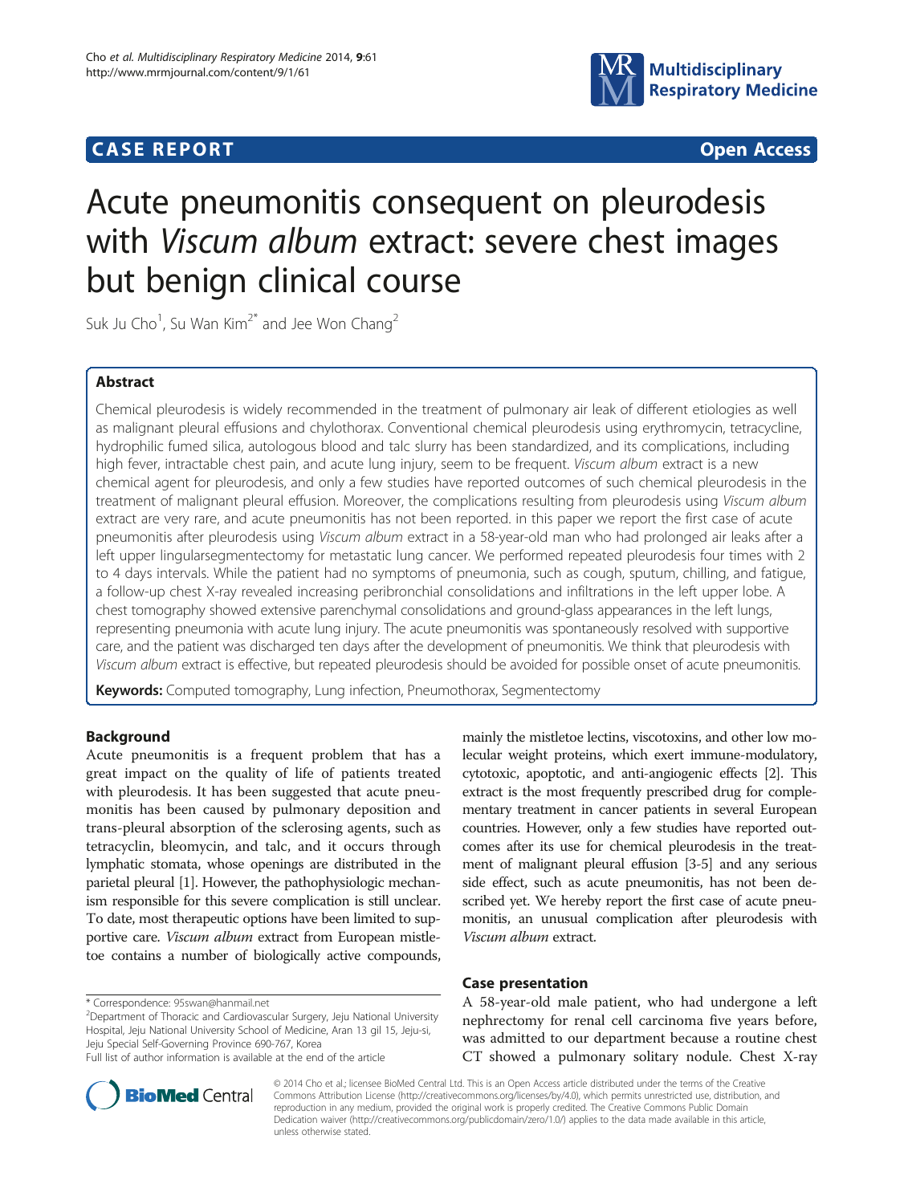CASE REPORT Open Access

# Acute pneumonitis consequent on pleurodesis with *Viscum album* extract: severe chest images but benign clinical course

Suk Ju Cho[1], Su Wan Kim[2*] and Jee Won Chang[2]

## Abstract

Chemical pleurodesis is widely recommended in the treatment of pulmonary air leak of different etiologies as well as malignant pleural effusions and chylothorax. Conventional chemical pleurodesis using erythromycin, tetracycline, hydrophilic fumed silica, autologous blood and talc slurry has been standardized, and its complications, including high fever, intractable chest pain, and acute lung injury, seem to be frequent. *Viscum album* extract is a new chemical agent for pleurodesis, and only a few studies have reported outcomes of such chemical pleurodesis in the treatment of malignant pleural effusion. Moreover, the complications resulting from pleurodesis using *Viscum album* extract are very rare, and acute pneumonitis has not been reported. in this paper we report the first case of acute pneumonitis after pleurodesis using *Viscum album* extract in a 58-year-old man who had prolonged air leaks after a left upper lingularsegmentectomy for metastatic lung cancer. We performed repeated pleurodesis four times with 2 to 4 days intervals. While the patient had no symptoms of pneumonia, such as cough, sputum, chilling, and fatigue, a follow-up chest X-ray revealed increasing peribronchial consolidations and infiltrations in the left upper lobe. A chest tomography showed extensive parenchymal consolidations and ground-glass appearances in the left lungs, representing pneumonia with acute lung injury. The acute pneumonitis was spontaneously resolved with supportive care, and the patient was discharged ten days after the development of pneumonitis. We think that pleurodesis with *Viscum album* extract is effective, but repeated pleurodesis should be avoided for possible onset of acute pneumonitis.

**Keywords:** Computed tomography, Lung infection, Pneumothorax, Segmentectomy

## Background

Acute pneumonitis is a frequent problem that has a great impact on the quality of life of patients treated with pleurodesis. It has been suggested that acute pneumonitis has been caused by pulmonary deposition and trans-pleural absorption of the sclerosing agents, such as tetracyclin, bleomycin, and talc, and it occurs through lymphatic stomata, whose openings are distributed in the parietal pleural [1]. However, the pathophysiologic mechanism responsible for this severe complication is still unclear. To date, most therapeutic options have been limited to supportive care. *Viscum album* extract from European mistletoe contains a number of biologically active compounds, mainly the mistletoe lectins, viscotoxins, and other low molecular weight proteins, which exert immune-modulatory, cytotoxic, apoptotic, and anti-angiogenic effects [2]. This extract is the most frequently prescribed drug for complementary treatment in cancer patients in several European countries. However, only a few studies have reported outcomes after its use for chemical pleurodesis in the treatment of malignant pleural effusion [3-5] and any serious side effect, such as acute pneumonitis, has not been described yet. We hereby report the first case of acute pneumonitis, an unusual complication after pleurodesis with *Viscum album* extract.

## Case presentation

A 58-year-old male patient, who had undergone a left nephrectomy for renal cell carcinoma five years before, was admitted to our department because a routine chest CT showed a pulmonary solitary nodule. Chest X-ray

\* Correspondence: 95swan@hanmail.net

[2]Department of Thoracic and Cardiovascular Surgery, Jeju National University Hospital, Jeju National University School of Medicine, Aran 13 gil 15, Jeju-si, Jeju Special Self-Governing Province 690-767, Korea

Full list of author information is available at the end of the article

© 2014 Cho et al.; licensee BioMed Central Ltd. This is an Open Access article distributed under the terms of the Creative Commons Attribution License (http://creativecommons.org/licenses/by/4.0), which permits unrestricted use, distribution, and reproduction in any medium, provided the original work is properly credited. The Creative Commons Public Domain Dedication waiver (http://creativecommons.org/publicdomain/zero/1.0/) applies to the data made available in this article, unless otherwise stated.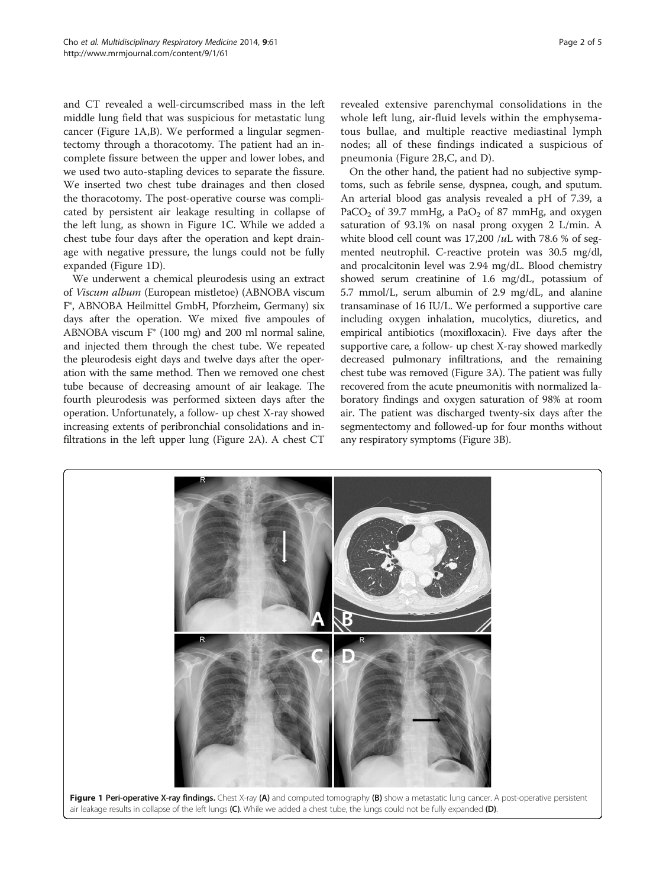and CT revealed a well-circumscribed mass in the left middle lung field that was suspicious for metastatic lung cancer (Figure 1A,B). We performed a lingular segmentectomy through a thoracotomy. The patient had an incomplete fissure between the upper and lower lobes, and we used two auto-stapling devices to separate the fissure. We inserted two chest tube drainages and then closed the thoracotomy. The post-operative course was complicated by persistent air leakage resulting in collapse of the left lung, as shown in Figure 1C. While we added a chest tube four days after the operation and kept drainage with negative pressure, the lungs could not be fully expanded (Figure 1D).

We underwent a chemical pleurodesis using an extract of *Viscum album* (European mistletoe) (ABNOBA viscum F®, ABNOBA Heilmittel GmbH, Pforzheim, Germany) six days after the operation. We mixed five ampoules of ABNOBA viscum F® (100 mg) and 200 ml normal saline, and injected them through the chest tube. We repeated the pleurodesis eight days and twelve days after the operation with the same method. Then we removed one chest tube because of decreasing amount of air leakage. The fourth pleurodesis was performed sixteen days after the operation. Unfortunately, a follow- up chest X-ray showed increasing extents of peribronchial consolidations and infiltrations in the left upper lung (Figure 2A). A chest CT revealed extensive parenchymal consolidations in the whole left lung, air-fluid levels within the emphysematous bullae, and multiple reactive mediastinal lymph nodes; all of these findings indicated a suspicious of pneumonia (Figure 2B,C, and D).

On the other hand, the patient had no subjective symptoms, such as febrile sense, dyspnea, cough, and sputum. An arterial blood gas analysis revealed a pH of 7.39, a $PaCO_2$ of 39.7 mmHg, a $PaO_2$ of 87 mmHg, and oxygen saturation of 93.1% on nasal prong oxygen 2 L/min. A white blood cell count was 17,200 /*u*L with 78.6 % of segmented neutrophil. C-reactive protein was 30.5 mg/dl, and procalcitonin level was 2.94 mg/dL. Blood chemistry showed serum creatinine of 1.6 mg/dL, potassium of 5.7 mmol/L, serum albumin of 2.9 mg/dL, and alanine transaminase of 16 IU/L. We performed a supportive care including oxygen inhalation, mucolytics, diuretics, and empirical antibiotics (moxifloxacin). Five days after the supportive care, a follow- up chest X-ray showed markedly decreased pulmonary infiltrations, and the remaining chest tube was removed (Figure 3A). The patient was fully recovered from the acute pneumonitis with normalized laboratory findings and oxygen saturation of 98% at room air. The patient was discharged twenty-six days after the segmentectomy and followed-up for four months without any respiratory symptoms (Figure 3B).

**Figure 1 Peri-operative X-ray findings.** Chest X-ray **(A)** and computed tomography **(B)** show a metastatic lung cancer. A post-operative persistent air leakage results in collapse of the left lungs **(C)**. While we added a chest tube, the lungs could not be fully expanded **(D)**.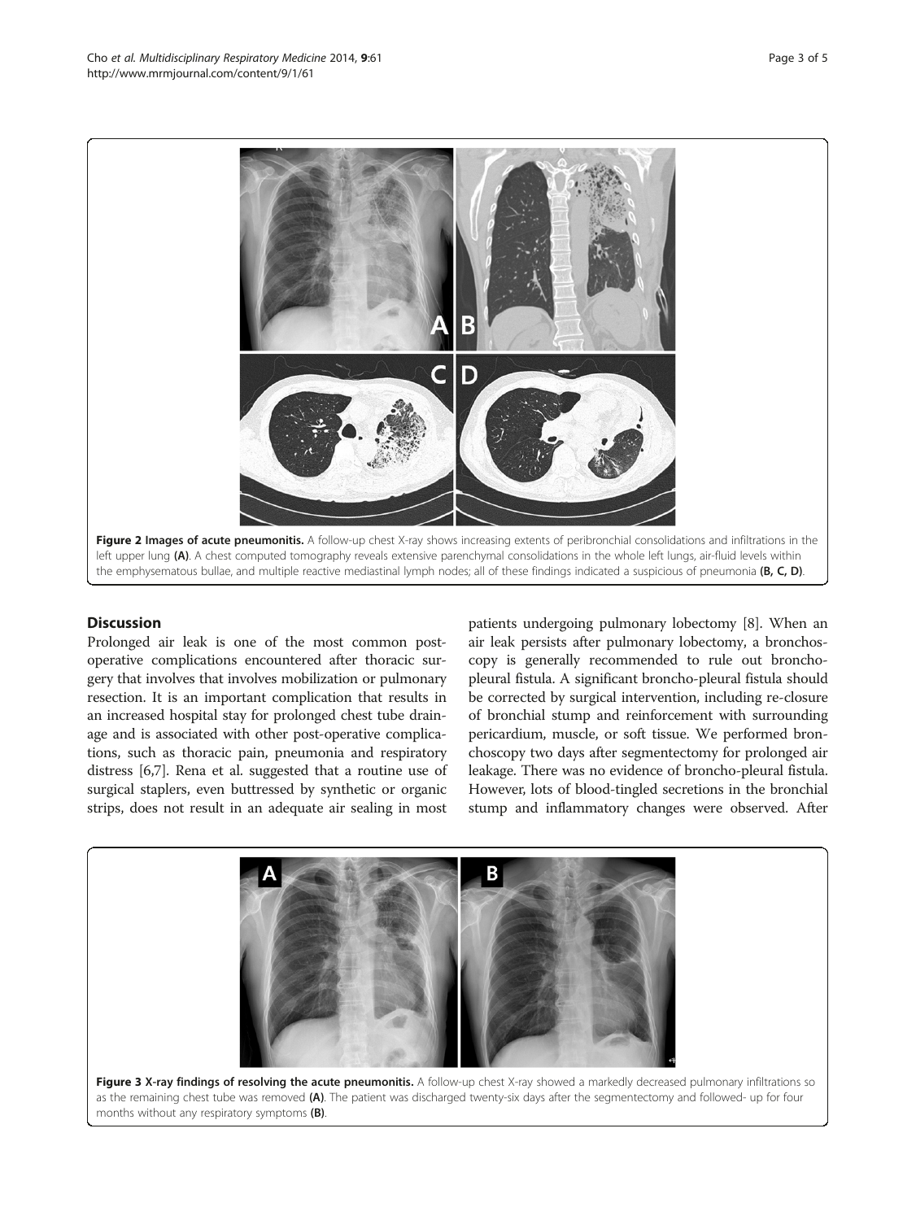Figure 2 Images of acute pneumonitis. A follow-up chest X-ray shows increasing extents of peribronchial consolidations and infiltrations in the left upper lung **(A)**. A chest computed tomography reveals extensive parenchymal consolidations in the whole left lungs, air-fluid levels within the emphysematous bullae, and multiple reactive mediastinal lymph nodes; all of these findings indicated a suspicious of pneumonia **(B, C, D)**.

## Discussion

Prolonged air leak is one of the most common postoperative complications encountered after thoracic surgery that involves that involves mobilization or pulmonary resection. It is an important complication that results in an increased hospital stay for prolonged chest tube drainage and is associated with other post-operative complications, such as thoracic pain, pneumonia and respiratory distress [6,7]. Rena et al. suggested that a routine use of surgical staplers, even buttressed by synthetic or organic strips, does not result in an adequate air sealing in most patients undergoing pulmonary lobectomy [8]. When an air leak persists after pulmonary lobectomy, a bronchoscopy is generally recommended to rule out broncho-pleural fistula. A significant broncho-pleural fistula should be corrected by surgical intervention, including re-closure of bronchial stump and reinforcement with surrounding pericardium, muscle, or soft tissue. We performed bronchoscopy two days after segmentectomy for prolonged air leakage. There was no evidence of broncho-pleural fistula. However, lots of blood-tingled secretions in the bronchial stump and inflammatory changes were observed. After

Figure 3 X-ray findings of resolving the acute pneumonitis. A follow-up chest X-ray showed a markedly decreased pulmonary infiltrations so as the remaining chest tube was removed **(A)**. The patient was discharged twenty-six days after the segmentectomy and followed- up for four months without any respiratory symptoms **(B)**.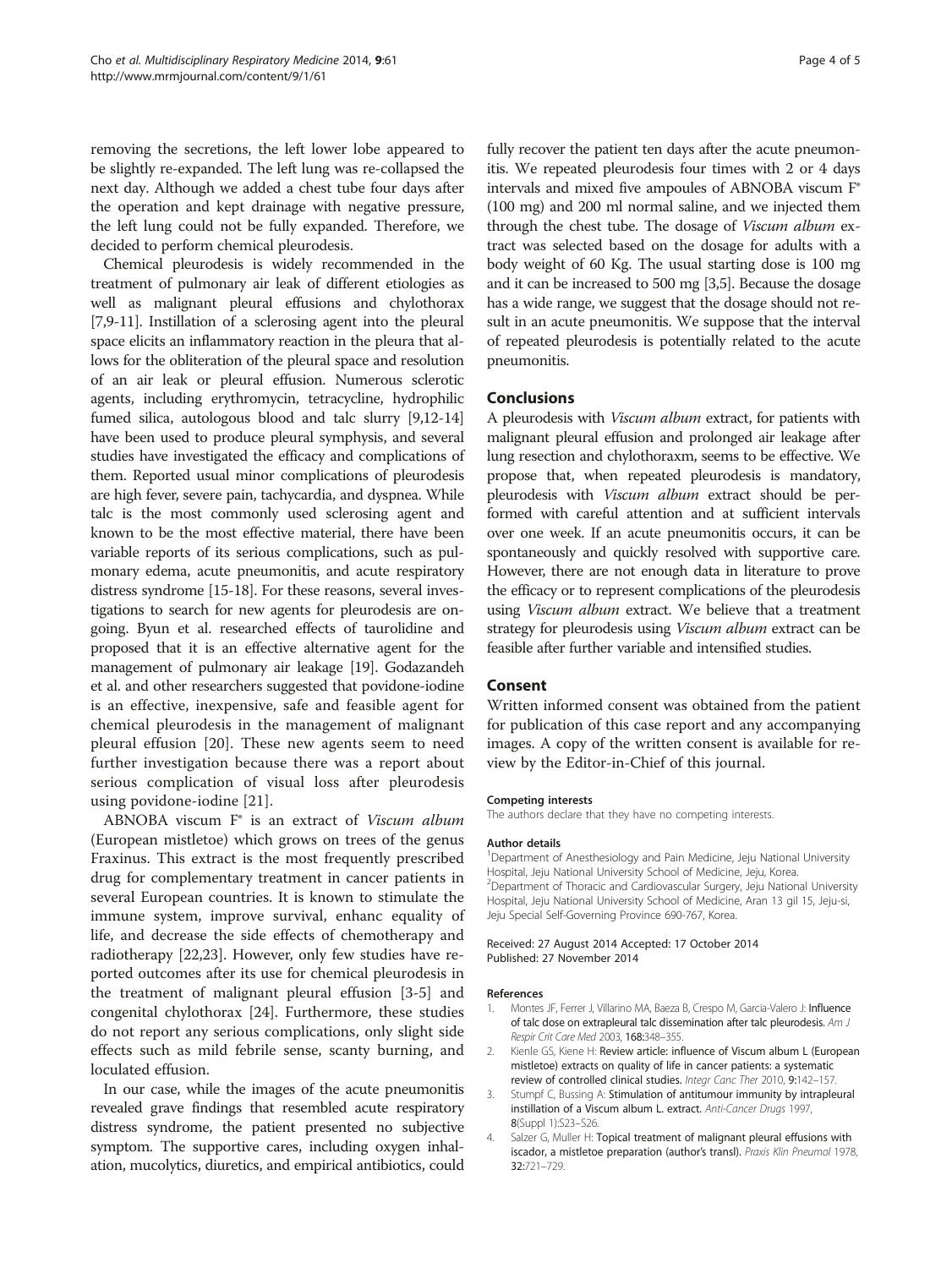removing the secretions, the left lower lobe appeared to be slightly re-expanded. The left lung was re-collapsed the next day. Although we added a chest tube four days after the operation and kept drainage with negative pressure, the left lung could not be fully expanded. Therefore, we decided to perform chemical pleurodesis.

Chemical pleurodesis is widely recommended in the treatment of pulmonary air leak of different etiologies as well as malignant pleural effusions and chylothorax [7,9-11]. Instillation of a sclerosing agent into the pleural space elicits an inflammatory reaction in the pleura that allows for the obliteration of the pleural space and resolution of an air leak or pleural effusion. Numerous sclerotic agents, including erythromycin, tetracycline, hydrophilic fumed silica, autologous blood and talc slurry [9,12-14] have been used to produce pleural symphysis, and several studies have investigated the efficacy and complications of them. Reported usual minor complications of pleurodesis are high fever, severe pain, tachycardia, and dyspnea. While talc is the most commonly used sclerosing agent and known to be the most effective material, there have been variable reports of its serious complications, such as pulmonary edema, acute pneumonitis, and acute respiratory distress syndrome [15-18]. For these reasons, several investigations to search for new agents for pleurodesis are ongoing. Byun et al. researched effects of taurolidine and proposed that it is an effective alternative agent for the management of pulmonary air leakage [19]. Godazandeh et al. and other researchers suggested that povidone-iodine is an effective, inexpensive, safe and feasible agent for chemical pleurodesis in the management of malignant pleural effusion [20]. These new agents seem to need further investigation because there was a report about serious complication of visual loss after pleurodesis using povidone-iodine [21].

ABNOBA viscum F® is an extract of *Viscum album* (European mistletoe) which grows on trees of the genus Fraxinus. This extract is the most frequently prescribed drug for complementary treatment in cancer patients in several European countries. It is known to stimulate the immune system, improve survival, enhanc equality of life, and decrease the side effects of chemotherapy and radiotherapy [22,23]. However, only few studies have reported outcomes after its use for chemical pleurodesis in the treatment of malignant pleural effusion [3-5] and congenital chylothorax [24]. Furthermore, these studies do not report any serious complications, only slight side effects such as mild febrile sense, scanty burning, and loculated effusion.

In our case, while the images of the acute pneumonitis revealed grave findings that resembled acute respiratory distress syndrome, the patient presented no subjective symptom. The supportive cares, including oxygen inhalation, mucolytics, diuretics, and empirical antibiotics, could fully recover the patient ten days after the acute pneumonitis. We repeated pleurodesis four times with 2 or 4 days intervals and mixed five ampoules of ABNOBA viscum F® (100 mg) and 200 ml normal saline, and we injected them through the chest tube. The dosage of *Viscum album* extract was selected based on the dosage for adults with a body weight of 60 Kg. The usual starting dose is 100 mg and it can be increased to 500 mg [3,5]. Because the dosage has a wide range, we suggest that the dosage should not result in an acute pneumonitis. We suppose that the interval of repeated pleurodesis is potentially related to the acute pneumonitis.

## Conclusions

A pleurodesis with *Viscum album* extract, for patients with malignant pleural effusion and prolonged air leakage after lung resection and chylothoraxm, seems to be effective. We propose that, when repeated pleurodesis is mandatory, pleurodesis with *Viscum album* extract should be performed with careful attention and at sufficient intervals over one week. If an acute pneumonitis occurs, it can be spontaneously and quickly resolved with supportive care. However, there are not enough data in literature to prove the efficacy or to represent complications of the pleurodesis using *Viscum album* extract. We believe that a treatment strategy for pleurodesis using *Viscum album* extract can be feasible after further variable and intensified studies.

## Consent

Written informed consent was obtained from the patient for publication of this case report and any accompanying images. A copy of the written consent is available for review by the Editor-in-Chief of this journal.

#### Competing interests

The authors declare that they have no competing interests.

#### Author details

[1]Department of Anesthesiology and Pain Medicine, Jeju National University Hospital, Jeju National University School of Medicine, Jeju, Korea. [2]Department of Thoracic and Cardiovascular Surgery, Jeju National University Hospital, Jeju National University School of Medicine, Aran 13 gil 15, Jeju-si, Jeju Special Self-Governing Province 690-767, Korea.

Received: 27 August 2014 Accepted: 17 October 2014
Published: 27 November 2014

#### References

1. Montes JF, Ferrer J, Villarino MA, Baeza B, Crespo M, Garcia-Valero J: **Influence of talc dose on extrapleural talc dissemination after talc pleurodesis.** *Am J Respir Crit Care Med* 2003, **168:**348–355.
2. Kienle GS, Kiene H: **Review article: influence of Viscum album L (European mistletoe) extracts on quality of life in cancer patients: a systematic review of controlled clinical studies.** *Integr Canc Ther* 2010, **9:**142–157.
3. Stumpf C, Bussing A: **Stimulation of antitumour immunity by intrapleural instillation of a Viscum album L. extract.** *Anti-Cancer Drugs* 1997, **8**(Suppl 1):S23–S26.
4. Salzer G, Muller H: **Topical treatment of malignant pleural effusions with iscador, a mistletoe preparation (author's transl).** *Praxis Klin Pneumol* 1978, **32:**721–729.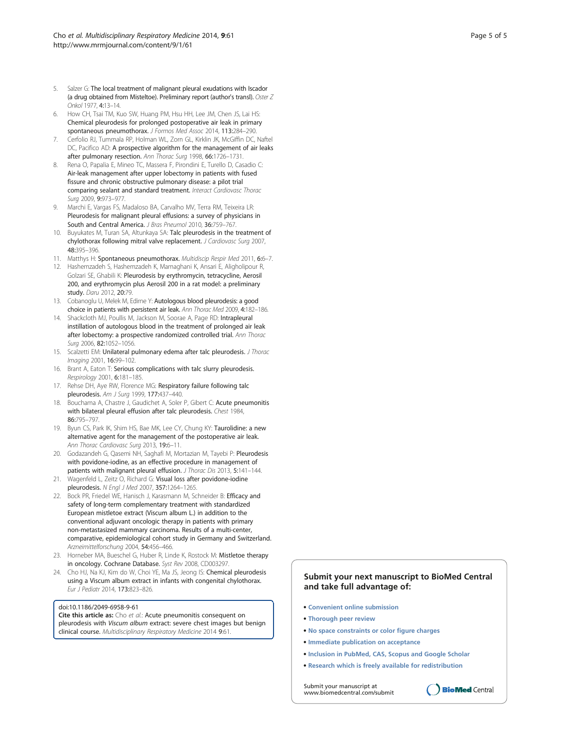5. Salzer G: **The local treatment of malignant pleural exudations with Iscador (a drug obtained from Misteltoe). Preliminary report (author's transl).** *Oster Z Onkol* 1977, **4:**13–14.
6. How CH, Tsai TM, Kuo SW, Huang PM, Hsu HH, Lee JM, Chen JS, Lai HS: **Chemical pleurodesis for prolonged postoperative air leak in primary spontaneous pneumothorax.** *J Formos Med Assoc* 2014, **113:**284–290.
7. Cerfolio RJ, Tummala RP, Holman WL, Zorn GL, Kirklin JK, McGiffin DC, Naftel DC, Pacifico AD: **A prospective algorithm for the management of air leaks after pulmonary resection.** *Ann Thorac Surg* 1998, **66:**1726–1731.
8. Rena O, Papalia E, Mineo TC, Massera F, Pirondini E, Turello D, Casadio C: **Air-leak management after upper lobectomy in patients with fused fissure and chronic obstructive pulmonary disease: a pilot trial comparing sealant and standard treatment.** *Interact Cardiovasc Thorac Surg* 2009, **9:**973–977.
9. Marchi E, Vargas FS, Madaloso BA, Carvalho MV, Terra RM, Teixeira LR: **Pleurodesis for malignant pleural effusions: a survey of physicians in South and Central America.** *J Bras Pneumol* 2010, **36:**759–767.
10. Buyukates M, Turan SA, Altunkaya SA: **Talc pleurodesis in the treatment of chylothorax following mitral valve replacement.** *J Cardiovasc Surg* 2007, **48:**395–396.
11. Matthys H: **Spontaneous pneumothorax.** *Multidiscip Respir Med* 2011, **6:**6–7.
12. Hashemzadeh S, Hashemzadeh K, Mamaghani K, Ansari E, Aligholipour R, Golzari SE, Ghabili K: **Pleurodesis by erythromycin, tetracycline, Aerosil 200, and erythromycin plus Aerosil 200 in a rat model: a preliminary study.** *Daru* 2012, **20:**79.
13. Cobanoglu U, Melek M, Edirne Y: **Autologous blood pleurodesis: a good choice in patients with persistent air leak.** *Ann Thorac Med* 2009, **4:**182–186.
14. Shackcloth MJ, Poullis M, Jackson M, Soorae A, Page RD: **Intrapleural instillation of autologous blood in the treatment of prolonged air leak after lobectomy: a prospective randomized controlled trial.** *Ann Thorac Surg* 2006, **82:**1052–1056.
15. Scalzetti EM: **Unilateral pulmonary edema after talc pleurodesis.** *J Thorac Imaging* 2001, **16:**99–102.
16. Brant A, Eaton T: **Serious complications with talc slurry pleurodesis.** *Respirology* 2001, **6:**181–185.
17. Rehse DH, Aye RW, Florence MG: **Respiratory failure following talc pleurodesis.** *Am J Surg* 1999, **177:**437–440.
18. Bouchama A, Chastre J, Gaudichet A, Soler P, Gibert C: **Acute pneumonitis with bilateral pleural effusion after talc pleurodesis.** *Chest* 1984, **86:**795–797.
19. Byun CS, Park IK, Shim HS, Bae MK, Lee CY, Chung KY: **Taurolidine: a new alternative agent for the management of the postoperative air leak.** *Ann Thorac Cardiovasc Surg* 2013, **19:**6–11.
20. Godazandeh G, Qasemi NH, Saghafi M, Mortazian M, Tayebi P: **Pleurodesis with povidone-iodine, as an effective procedure in management of patients with malignant pleural effusion.** *J Thorac Dis* 2013, **5:**141–144.
21. Wagenfeld L, Zeitz O, Richard G: **Visual loss after povidone-iodine pleurodesis.** *N Engl J Med* 2007, **357:**1264–1265.
22. Bock PR, Friedel WE, Hanisch J, Karasmann M, Schneider B: **Efficacy and safety of long-term complementary treatment with standardized European mistletoe extract (Viscum album L.) in addition to the conventional adjuvant oncologic therapy in patients with primary non-metastasized mammary carcinoma. Results of a multi-center, comparative, epidemiological cohort study in Germany and Switzerland.** *Arzneimittelforschung* 2004, **54:**456–466.
23. Horneber MA, Bueschel G, Huber R, Linde K, Rostock M: **Mistletoe therapy in oncology. Cochrane Database.** *Syst Rev* 2008, CD003297.
24. Cho HJ, Na KJ, Kim do W, Choi YE, Ma JS, Jeong IS: **Chemical pleurodesis using a Viscum album extract in infants with congenital chylothorax.** *Eur J Pediatr* 2014, **173:**823–826.

doi:10.1186/2049-6958-9-61

**Cite this article as:** Cho *et al.*: Acute pneumonitis consequent on pleurodesis with *Viscum album* extract: severe chest images but benign clinical course. *Multidisciplinary Respiratory Medicine* 2014 **9**:61.

**Submit your next manuscript to BioMed Central and take full advantage of:**

- **Convenient online submission**
- **Thorough peer review**
- **No space constraints or color figure charges**
- **Immediate publication on acceptance**
- **Inclusion in PubMed, CAS, Scopus and Google Scholar**
- **Research which is freely available for redistribution**

Submit your manuscript at
www.biomedcentral.com/submit

BioMed Central